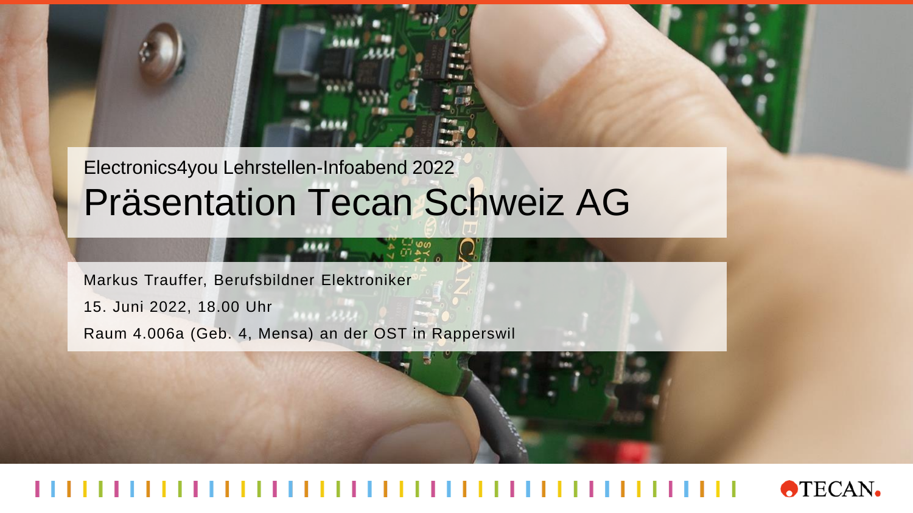Electronics4you Lehrstellen-Infoabend 2022

# Präsentation Tecan Schweiz AG

Markus Trauffer, Berufsbildner Elektroniker

15. Juni 2022, 18.00 Uhr

Raum 4.006a (Geb. 4, Mensa) an der OST in Rapperswil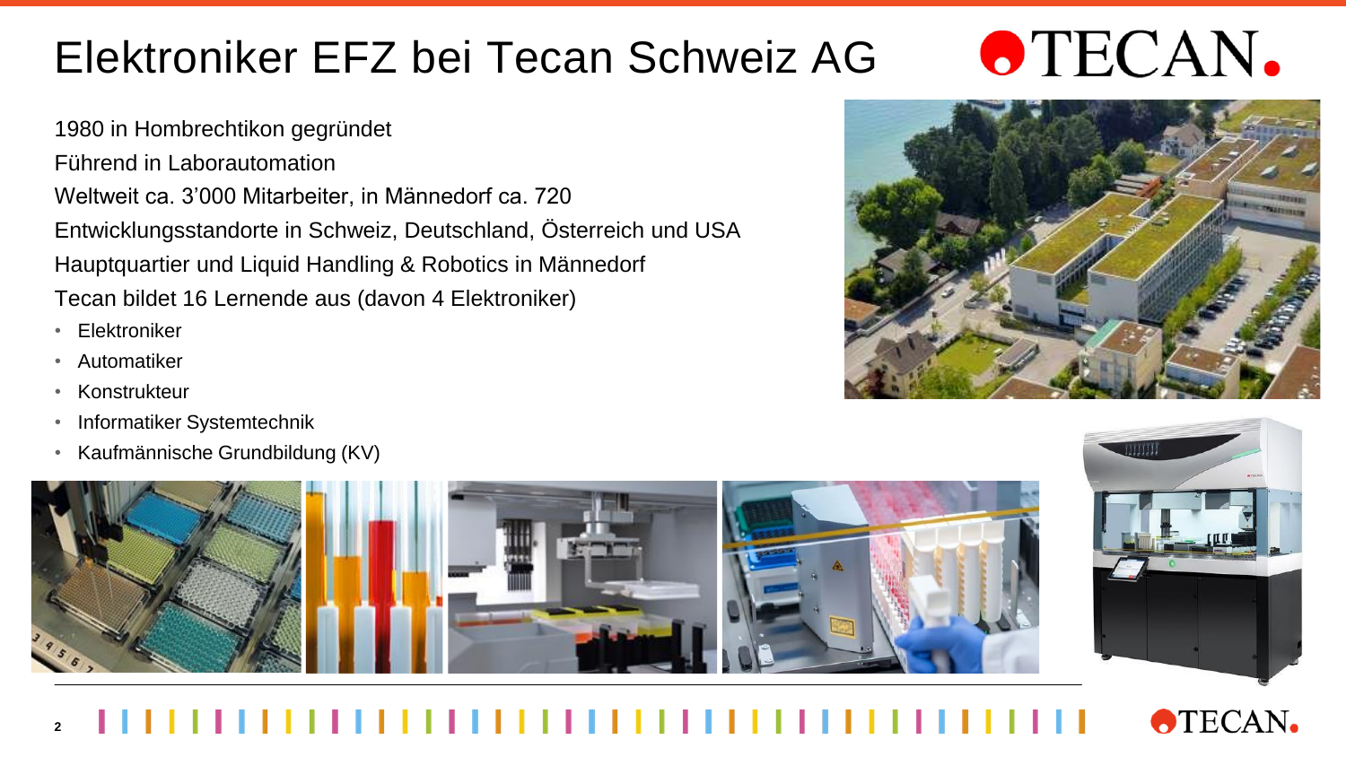# Elektroniker EFZ bei Tecan Schweiz AG

1980 in Hombrechtikon gegründet

Führend in Laborautomation

Weltweit ca. 3’000 Mitarbeiter, in Männedorf ca. 720

Entwicklungsstandorte in Schweiz, Deutschland, Österreich und USA

Hauptquartier und Liquid Handling & Robotics in Männedorf

Tecan bildet 16 Lernende aus (davon 4 Elektroniker)

- Elektroniker
- Automatiker
- Konstrukteur
- Informatiker Systemtechnik
- Kaufmännische Grundbildung (KV)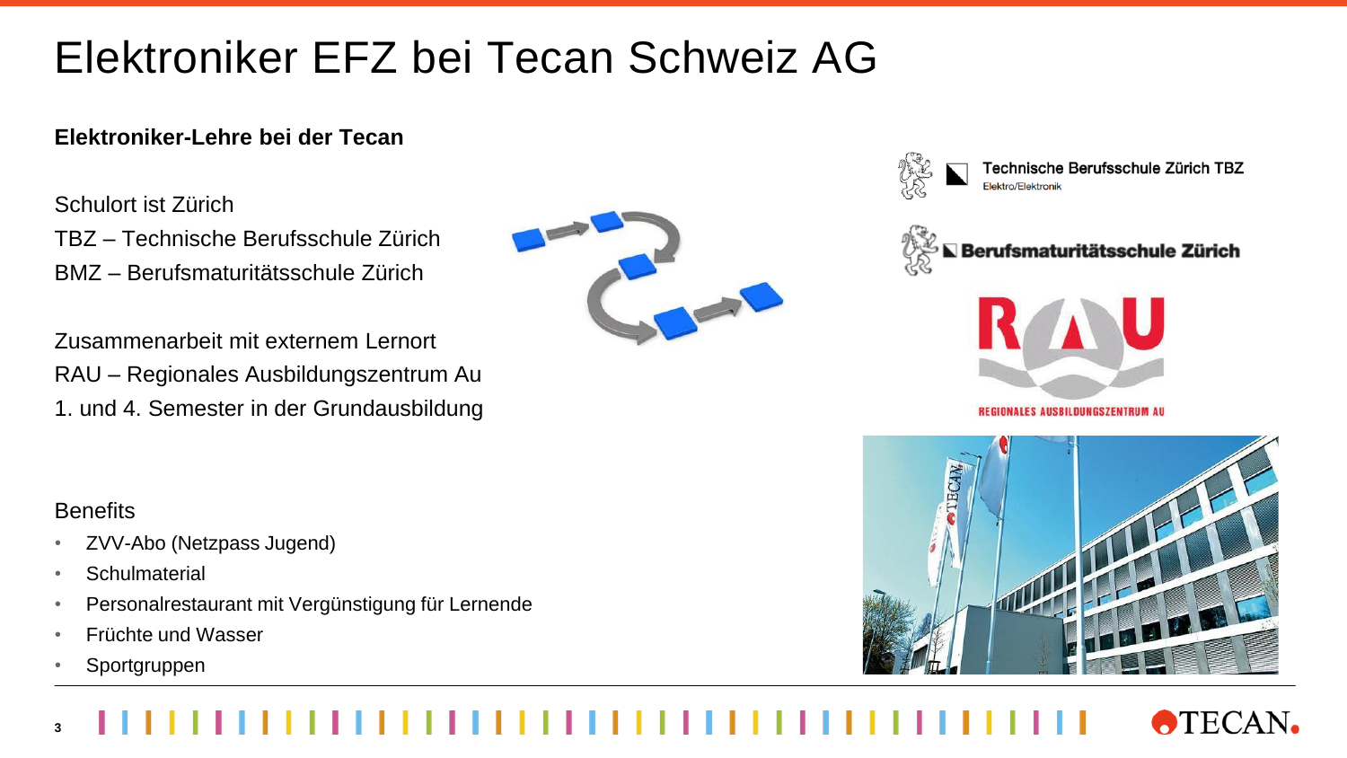# Elektroniker EFZ bei Tecan Schweiz AG

**Elektroniker-Lehre bei der Tecan**

Schulort ist Zürich
TBZ – Technische Berufsschule Zürich
BMZ – Berufsmaturitätsschule Zürich

Zusammenarbeit mit externem Lernort
RAU – Regionales Ausbildungszentrum Au
1. und 4. Semester in der Grundausbildung

Technische Berufsschule Zürich TBZ
Elektro/Elektronik

Berufsmaturitätsschule Zürich

RAU
REGIONALES AUSBILDUNGSZENTRUM AU

Benefits

- ZVV-Abo (Netzpass Jugend)
- Schulmaterial
- Personalrestaurant mit Vergünstigung für Lernende
- Früchte und Wasser
- Sportgruppen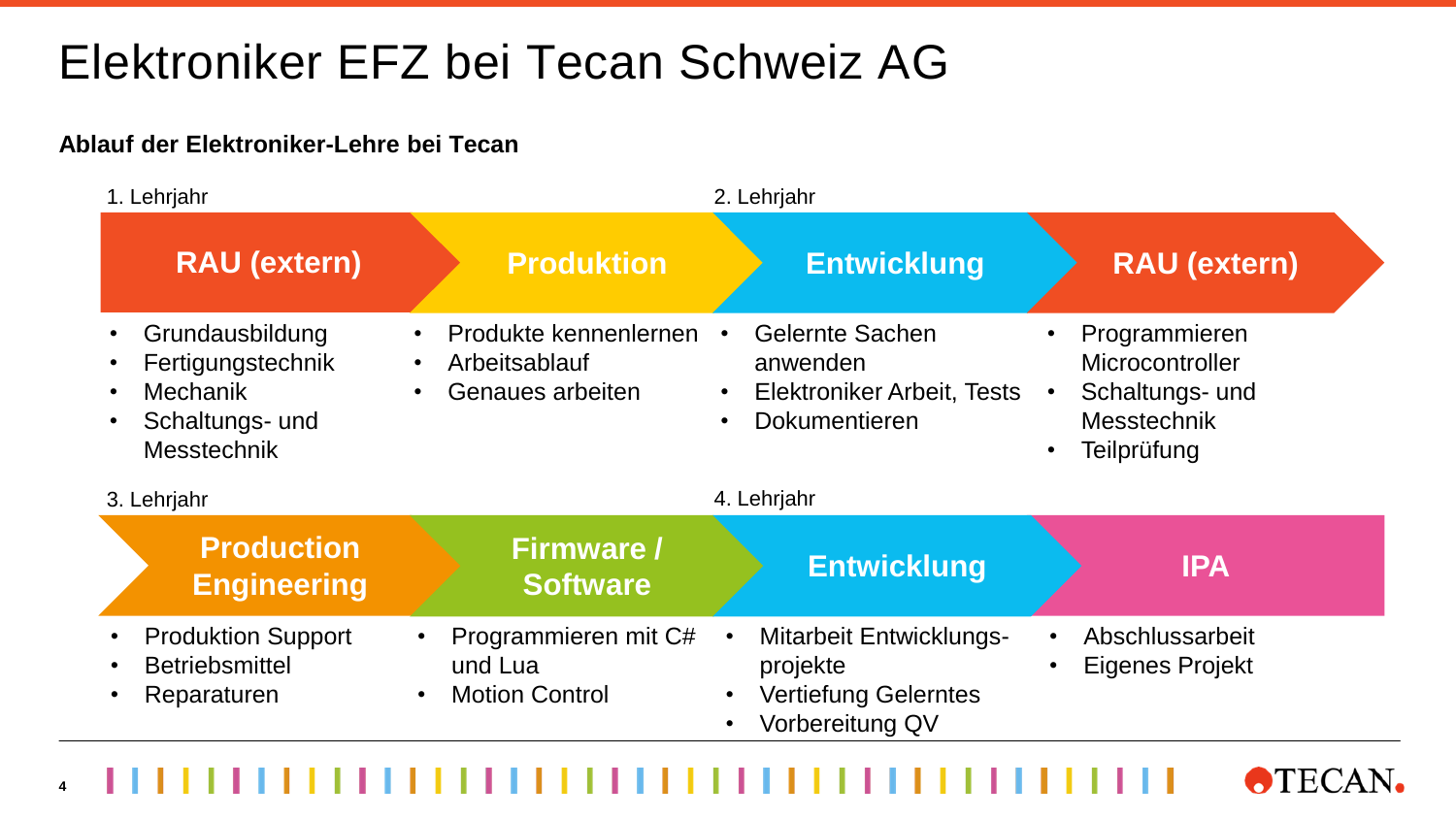# Elektroniker EFZ bei Tecan Schweiz AG

**Ablauf der Elektroniker-Lehre bei Tecan**

### 1. Lehrjahr

**RAU (extern)**
- Grundausbildung
- Fertigungstechnik
- Mechanik
- Schaltungs- und Messtechnik

**Produktion**
- Produkte kennenlernen
- Arbeitsablauf
- Genaues arbeiten

### 2. Lehrjahr

**Entwicklung**
- Gelernte Sachen anwenden
- Elektroniker Arbeit, Tests
- Dokumentieren

**RAU (extern)**
- Programmieren Microcontroller
- Schaltungs- und Messtechnik
- Teilprüfung

### 3. Lehrjahr

**Production Engineering**
- Produktion Support
- Betriebsmittel
- Reparaturen

**Firmware / Software**
- Programmieren mit C# und Lua
- Motion Control

### 4. Lehrjahr

**Entwicklung**
- Mitarbeit Entwicklungs-projekte
- Vertiefung Gelerntes
- Vorbereitung QV

**IPA**
- Abschlussarbeit
- Eigenes Projekt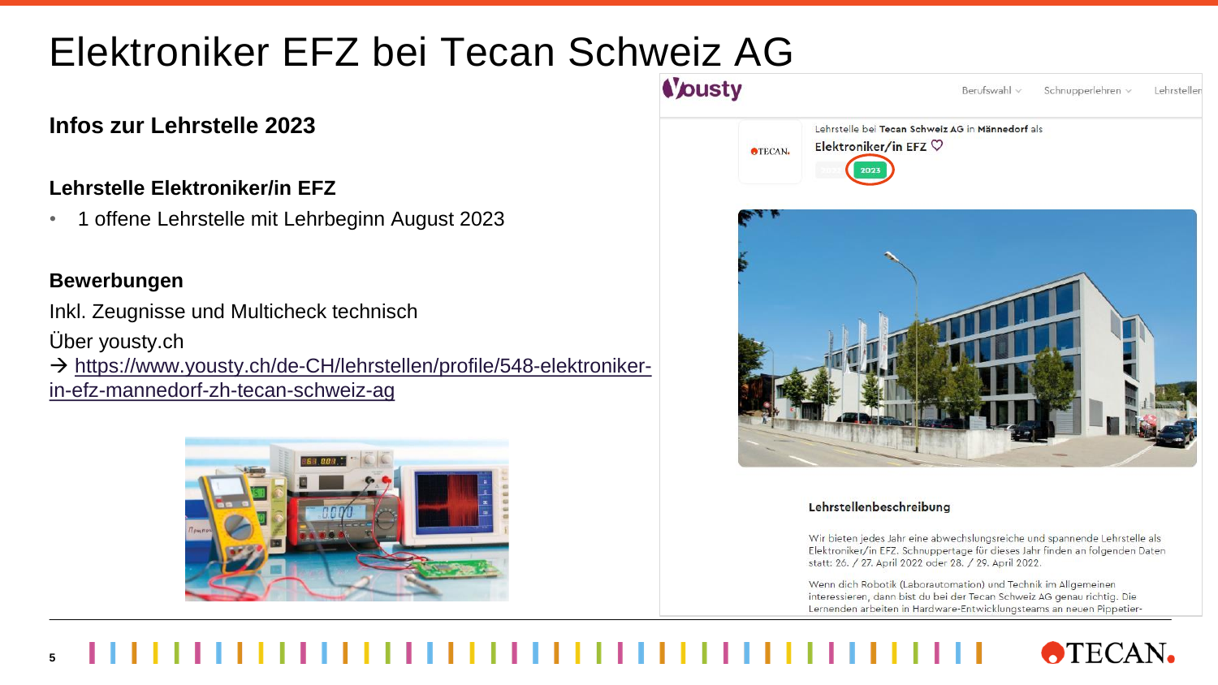# Elektroniker EFZ bei Tecan Schweiz AG

## Infos zur Lehrstelle 2023

### Lehrstelle Elektroniker/in EFZ

- 1 offene Lehrstelle mit Lehrbeginn August 2023

### Bewerbungen

Inkl. Zeugnisse und Multicheck technisch

Über yousty.ch

→ https://www.yousty.ch/de-CH/lehrstellen/profile/548-elektroniker-in-efz-mannedorf-zh-tecan-schweiz-ag

Yousty — Berufswahl · Schnupperlehren · Lehrstellen

Lehrstelle bei **Tecan Schweiz AG** in **Männedorf** als

**Elektroniker/in EFZ**

2023

**Lehrstellenbeschreibung**

Wir bieten jedes Jahr eine abwechslungsreiche und spannende Lehrstelle als Elektroniker/in EFZ. Schnuppertage für dieses Jahr finden an folgenden Daten statt: 26. / 27. April 2022 oder 28. / 29. April 2022.

Wenn dich Robotik (Laborautomation) und Technik im Allgemeinen interessieren, dann bist du bei der Tecan Schweiz AG genau richtig. Die Lernenden arbeiten in Hardware-Entwicklungsteams an neuen Pippetier-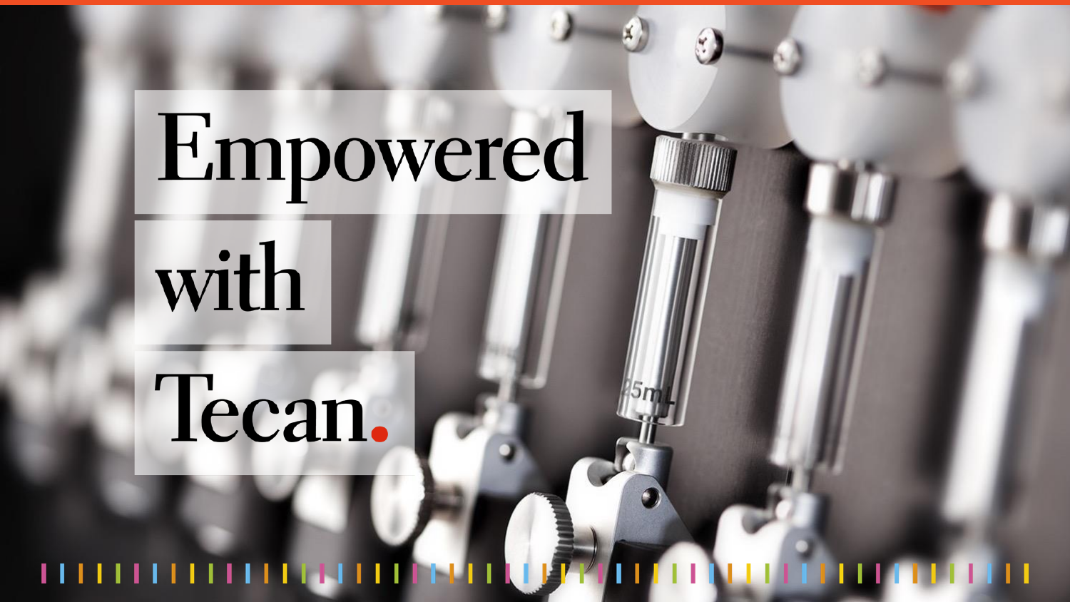# Empowered with Tecan.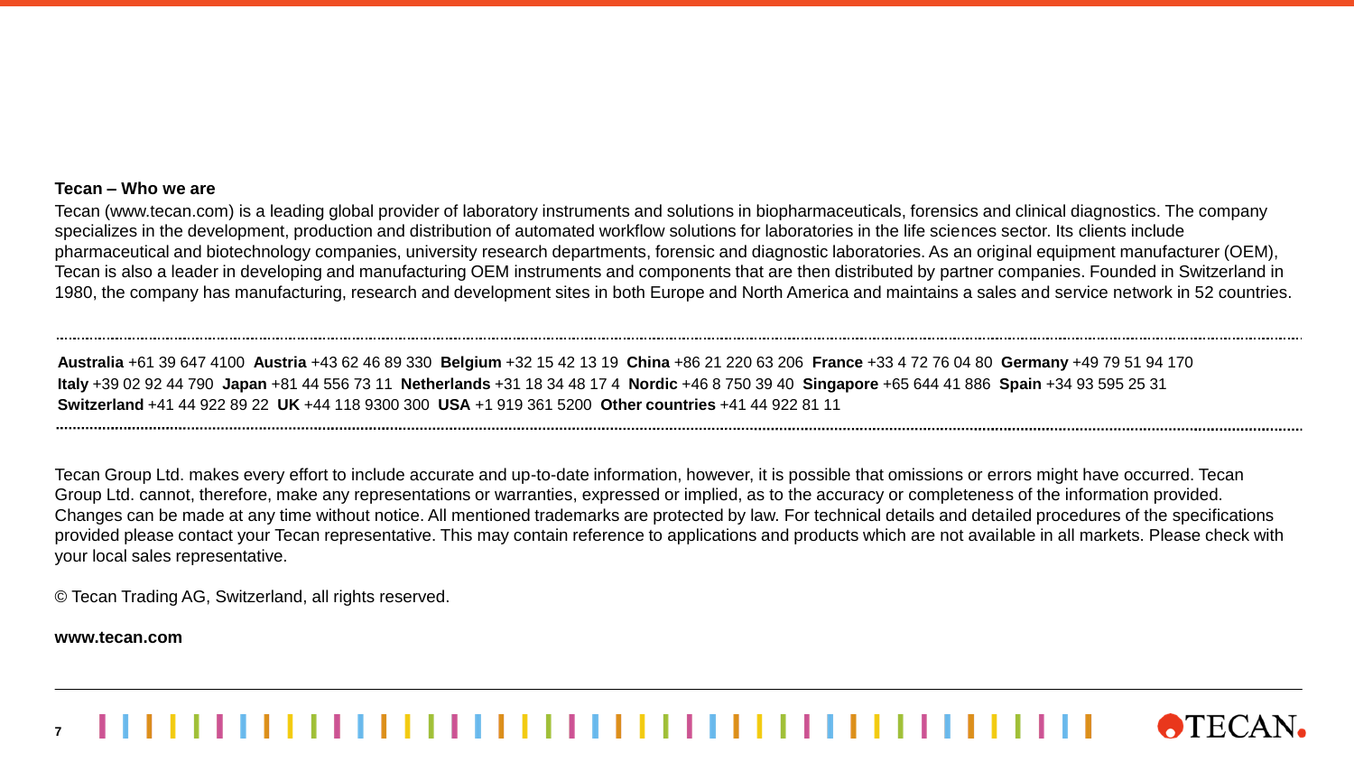**Tecan – Who we are**

Tecan (www.tecan.com) is a leading global provider of laboratory instruments and solutions in biopharmaceuticals, forensics and clinical diagnostics. The company specializes in the development, production and distribution of automated workflow solutions for laboratories in the life sciences sector. Its clients include pharmaceutical and biotechnology companies, university research departments, forensic and diagnostic laboratories. As an original equipment manufacturer (OEM), Tecan is also a leader in developing and manufacturing OEM instruments and components that are then distributed by partner companies. Founded in Switzerland in 1980, the company has manufacturing, research and development sites in both Europe and North America and maintains a sales and service network in 52 countries.

---

**Australia** +61 39 647 4100 **Austria** +43 62 46 89 330 **Belgium** +32 15 42 13 19 **China** +86 21 220 63 206 **France** +33 4 72 76 04 80 **Germany** +49 79 51 94 170 **Italy** +39 02 92 44 790 **Japan** +81 44 556 73 11 **Netherlands** +31 18 34 48 17 4 **Nordic** +46 8 750 39 40 **Singapore** +65 644 41 886 **Spain** +34 93 595 25 31 **Switzerland** +41 44 922 89 22 **UK** +44 118 9300 300 **USA** +1 919 361 5200 **Other countries** +41 44 922 81 11

---

Tecan Group Ltd. makes every effort to include accurate and up-to-date information, however, it is possible that omissions or errors might have occurred. Tecan Group Ltd. cannot, therefore, make any representations or warranties, expressed or implied, as to the accuracy or completeness of the information provided. Changes can be made at any time without notice. All mentioned trademarks are protected by law. For technical details and detailed procedures of the specifications provided please contact your Tecan representative. This may contain reference to applications and products which are not available in all markets. Please check with your local sales representative.

© Tecan Trading AG, Switzerland, all rights reserved.

**www.tecan.com**